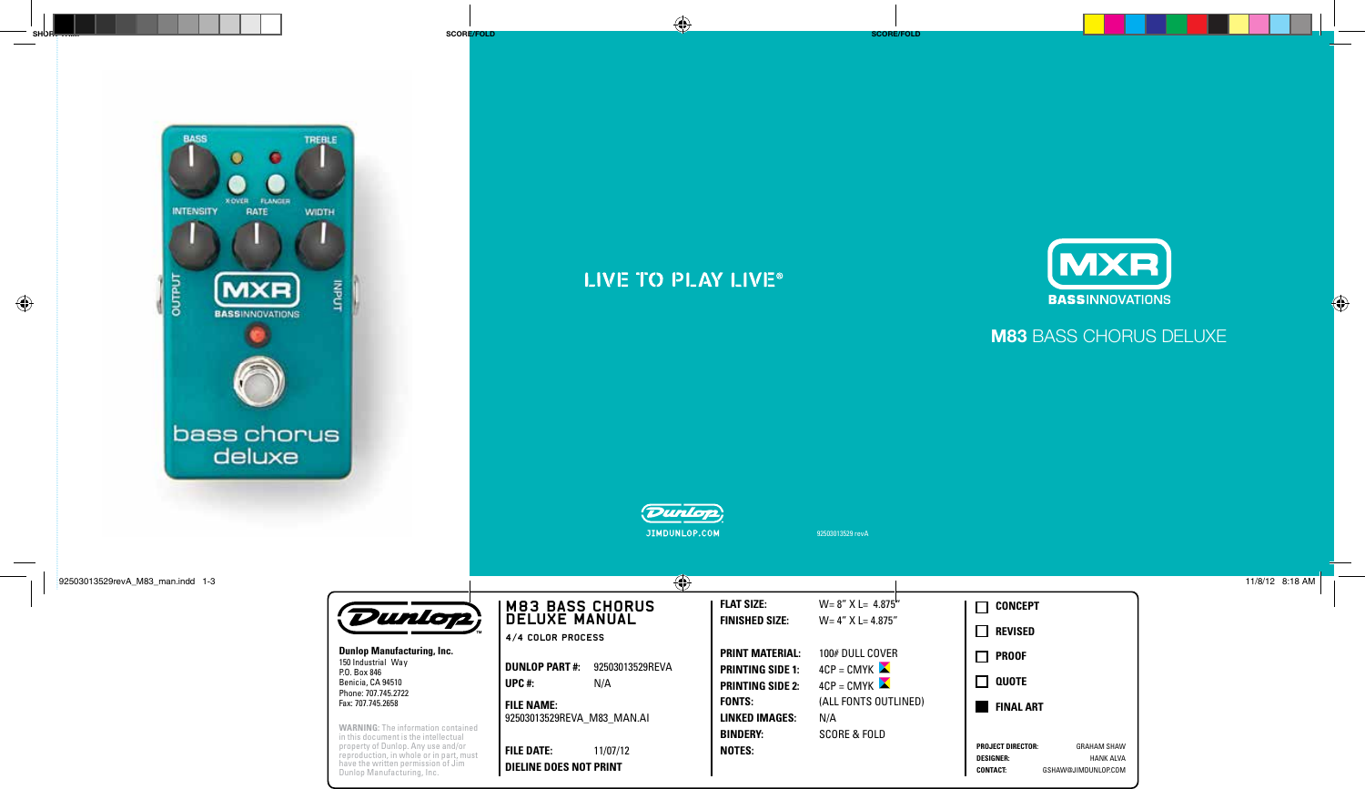LIVE TO PLAY LIVE®

# MXR

BASSINNOVATIONS

## M83 BASS CHORUS DELUXE

JIMDUNLOP.COM

92503013529 revA

---

**Dunlop Manufacturing, Inc.**
150 Industrial Way
P.O. Box 846
Benicia, CA 94510
Phone: 707.745.2722
Fax: 707.745.2658

**WARNING:** The information contained in this document is the intellectual property of Dunlop. Any use and/or reproduction, in whole or in part, must have the written permission of Jim Dunlop Manufacturing, Inc.

**M83 BASS CHORUS DELUXE MANUAL**

4/4 COLOR PROCESS

| | |
|---|---|
| **DUNLOP PART #:** | 92503013529REVA |
| **UPC #:** | N/A |
| **FILE NAME:** | 92503013529REVA_M83_MAN.AI |
| **FILE DATE:** | 11/07/12 |

**DIELINE DOES NOT PRINT**

| | |
|---|---|
| **FLAT SIZE:** | W= 8" X L= 4.875" |
| **FINISHED SIZE:** | W= 4" X L= 4.875" |
| **PRINT MATERIAL:** | 100# DULL COVER |
| **PRINTING SIDE 1:** | 4CP = CMYK |
| **PRINTING SIDE 2:** | 4CP = CMYK |
| **FONTS:** | (ALL FONTS OUTLINED) |
| **LINKED IMAGES:** | N/A |
| **BINDERY:** | SCORE & FOLD |
| **NOTES:** | |

- ☐ CONCEPT
- ☐ REVISED
- ☐ PROOF
- ☐ QUOTE
- ■ FINAL ART

| | |
|---|---|
| **PROJECT DIRECTOR:** | GRAHAM SHAW |
| **DESIGNER:** | HANK ALVA |
| **CONTACT:** | GSHAW@JIMDUNLOP.COM |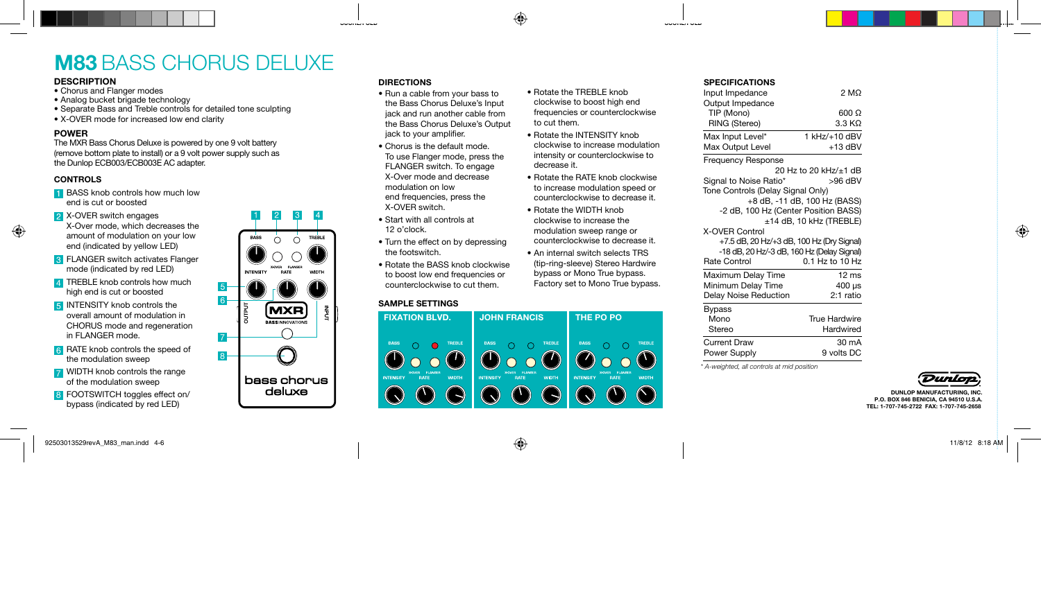# M83 BASS CHORUS DELUXE

## DESCRIPTION

- Chorus and Flanger modes
- Analog bucket brigade technology
- Separate Bass and Treble controls for detailed tone sculpting
- X-OVER mode for increased low end clarity

## POWER

The MXR Bass Chorus Deluxe is powered by one 9 volt battery (remove bottom plate to install) or a 9 volt power supply such as the Dunlop ECB003/ECB003E AC adapter.

## CONTROLS

1. BASS knob controls how much low end is cut or boosted
2. X-OVER switch engages X-Over mode, which decreases the amount of modulation on your low end (indicated by yellow LED)
3. FLANGER switch activates Flanger mode (indicated by red LED)
4. TREBLE knob controls how much high end is cut or boosted
5. INTENSITY knob controls the overall amount of modulation in CHORUS mode and regeneration in FLANGER mode.
6. RATE knob controls the speed of the modulation sweep
7. WIDTH knob controls the range of the modulation sweep
8. FOOTSWITCH toggles effect on/bypass (indicated by red LED)

## DIRECTIONS

- Run a cable from your bass to the Bass Chorus Deluxe's Input jack and run another cable from the Bass Chorus Deluxe's Output jack to your amplifier.
- Chorus is the default mode. To use Flanger mode, press the FLANGER switch. To engage X-Over mode and decrease modulation on low end frequencies, press the X-OVER switch.
- Start with all controls at 12 o'clock.
- Turn the effect on by depressing the footswitch.
- Rotate the BASS knob clockwise to boost low end frequencies or counterclockwise to cut them.
- Rotate the TREBLE knob clockwise to boost high end frequencies or counterclockwise to cut them.
- Rotate the INTENSITY knob clockwise to increase modulation intensity or counterclockwise to decrease it.
- Rotate the RATE knob clockwise to increase modulation speed or counterclockwise to decrease it.
- Rotate the WIDTH knob clockwise to increase the modulation sweep range or counterclockwise to decrease it.
- An internal switch selects TRS (tip-ring-sleeve) Stereo Hardwire bypass or Mono True bypass. Factory set to Mono True bypass.

## SAMPLE SETTINGS

FIXATION BLVD.

JOHN FRANCIS

THE PO PO

## SPECIFICATIONS

| | |
|---|---|
| Input Impedance | 2 MΩ |
| Output Impedance | |
| TIP (Mono) | 600 Ω |
| RING (Stereo) | 3.3 KΩ |
| Max Input Level* | 1 kHz/+10 dBV |
| Max Output Level | +13 dBV |
| Frequency Response | 20 Hz to 20 kHz/±1 dB |
| Signal to Noise Ratio* | >96 dBV |
| Tone Controls (Delay Signal Only) | +8 dB, -11 dB, 100 Hz (BASS) |
| | -2 dB, 100 Hz (Center Position BASS) |
| | ±14 dB, 10 kHz (TREBLE) |
| X-OVER Control | +7.5 dB, 20 Hz/+3 dB, 100 Hz (Dry Signal) |
| | -18 dB, 20 Hz/-3 dB, 160 Hz (Delay Signal) |
| Rate Control | 0.1 Hz to 10 Hz |
| Maximum Delay Time | 12 ms |
| Minimum Delay Time | 400 µs |
| Delay Noise Reduction | 2:1 ratio |
| Bypass | |
| Mono | True Hardwire |
| Stereo | Hardwired |
| Current Draw | 30 mA |
| Power Supply | 9 volts DC |

*A-weighted, all controls at mid position

DUNLOP MANUFACTURING, INC.
P.O. BOX 846 BENICIA, CA 94510 U.S.A.
TEL: 1-707-745-2722 FAX: 1-707-745-2658